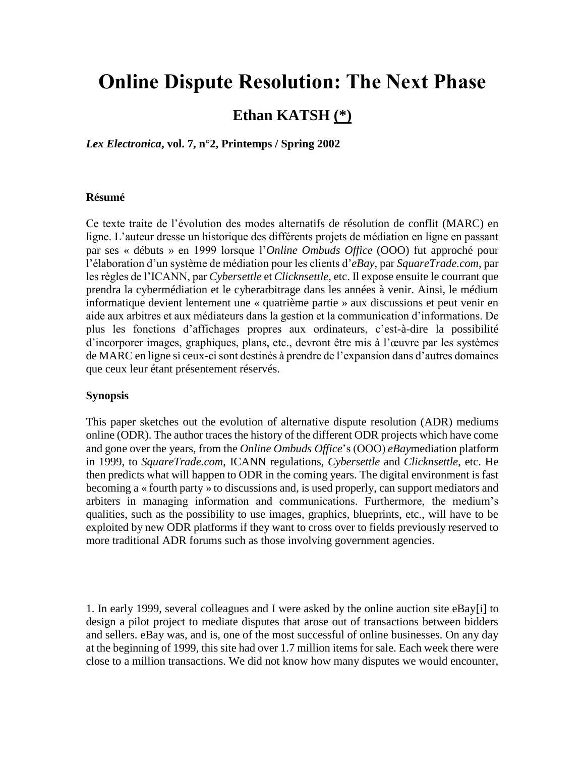# Online Dispute Resolution: The Next Phase

## Ethan KATSH (*)

***Lex Electronica*, vol. 7, n°2, Printemps / Spring 2002**

**Résumé**

Ce texte traite de l'évolution des modes alternatifs de résolution de conflit (MARC) en ligne. L'auteur dresse un historique des différents projets de médiation en ligne en passant par ses « débuts » en 1999 lorsque l'*Online Ombuds Office* (OOO) fut approché pour l'élaboration d'un système de médiation pour les clients d'*eBay*, par *SquareTrade.com*, par les règles de l'ICANN, par *Cybersettle* et *Clicknsettle*, etc. Il expose ensuite le courrant que prendra la cybermédiation et le cyberarbitrage dans les années à venir. Ainsi, le médium informatique devient lentement une « quatrième partie » aux discussions et peut venir en aide aux arbitres et aux médiateurs dans la gestion et la communication d'informations. De plus les fonctions d'affichages propres aux ordinateurs, c'est-à-dire la possibilité d'incorporer images, graphiques, plans, etc., devront être mis à l'œuvre par les systèmes de MARC en ligne si ceux-ci sont destinés à prendre de l'expansion dans d'autres domaines que ceux leur étant présentement réservés.

**Synopsis**

This paper sketches out the evolution of alternative dispute resolution (ADR) mediums online (ODR). The author traces the history of the different ODR projects which have come and gone over the years, from the *Online Ombuds Office*'s (OOO) *eBay*mediation platform in 1999, to *SquareTrade.com*, ICANN regulations, *Cybersettle* and *Clicknsettle*, etc. He then predicts what will happen to ODR in the coming years. The digital environment is fast becoming a « fourth party » to discussions and, is used properly, can support mediators and arbiters in managing information and communications. Furthermore, the medium's qualities, such as the possibility to use images, graphics, blueprints, etc., will have to be exploited by new ODR platforms if they want to cross over to fields previously reserved to more traditional ADR forums such as those involving government agencies.

1. In early 1999, several colleagues and I were asked by the online auction site eBay[i] to design a pilot project to mediate disputes that arose out of transactions between bidders and sellers. eBay was, and is, one of the most successful of online businesses. On any day at the beginning of 1999, this site had over 1.7 million items for sale. Each week there were close to a million transactions. We did not know how many disputes we would encounter,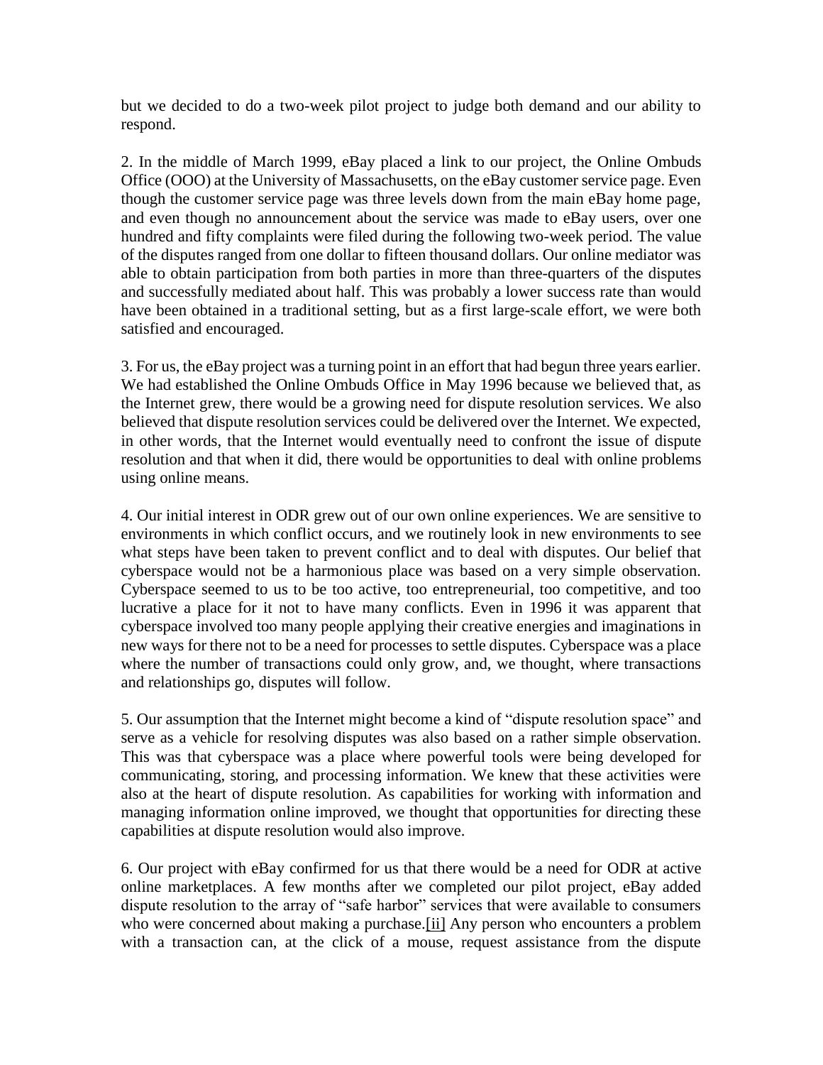but we decided to do a two-week pilot project to judge both demand and our ability to respond.

2. In the middle of March 1999, eBay placed a link to our project, the Online Ombuds Office (OOO) at the University of Massachusetts, on the eBay customer service page. Even though the customer service page was three levels down from the main eBay home page, and even though no announcement about the service was made to eBay users, over one hundred and fifty complaints were filed during the following two-week period. The value of the disputes ranged from one dollar to fifteen thousand dollars. Our online mediator was able to obtain participation from both parties in more than three-quarters of the disputes and successfully mediated about half. This was probably a lower success rate than would have been obtained in a traditional setting, but as a first large-scale effort, we were both satisfied and encouraged.

3. For us, the eBay project was a turning point in an effort that had begun three years earlier. We had established the Online Ombuds Office in May 1996 because we believed that, as the Internet grew, there would be a growing need for dispute resolution services. We also believed that dispute resolution services could be delivered over the Internet. We expected, in other words, that the Internet would eventually need to confront the issue of dispute resolution and that when it did, there would be opportunities to deal with online problems using online means.

4. Our initial interest in ODR grew out of our own online experiences. We are sensitive to environments in which conflict occurs, and we routinely look in new environments to see what steps have been taken to prevent conflict and to deal with disputes. Our belief that cyberspace would not be a harmonious place was based on a very simple observation. Cyberspace seemed to us to be too active, too entrepreneurial, too competitive, and too lucrative a place for it not to have many conflicts. Even in 1996 it was apparent that cyberspace involved too many people applying their creative energies and imaginations in new ways for there not to be a need for processes to settle disputes. Cyberspace was a place where the number of transactions could only grow, and, we thought, where transactions and relationships go, disputes will follow.

5. Our assumption that the Internet might become a kind of "dispute resolution space" and serve as a vehicle for resolving disputes was also based on a rather simple observation. This was that cyberspace was a place where powerful tools were being developed for communicating, storing, and processing information. We knew that these activities were also at the heart of dispute resolution. As capabilities for working with information and managing information online improved, we thought that opportunities for directing these capabilities at dispute resolution would also improve.

6. Our project with eBay confirmed for us that there would be a need for ODR at active online marketplaces. A few months after we completed our pilot project, eBay added dispute resolution to the array of "safe harbor" services that were available to consumers who were concerned about making a purchase.[ii] Any person who encounters a problem with a transaction can, at the click of a mouse, request assistance from the dispute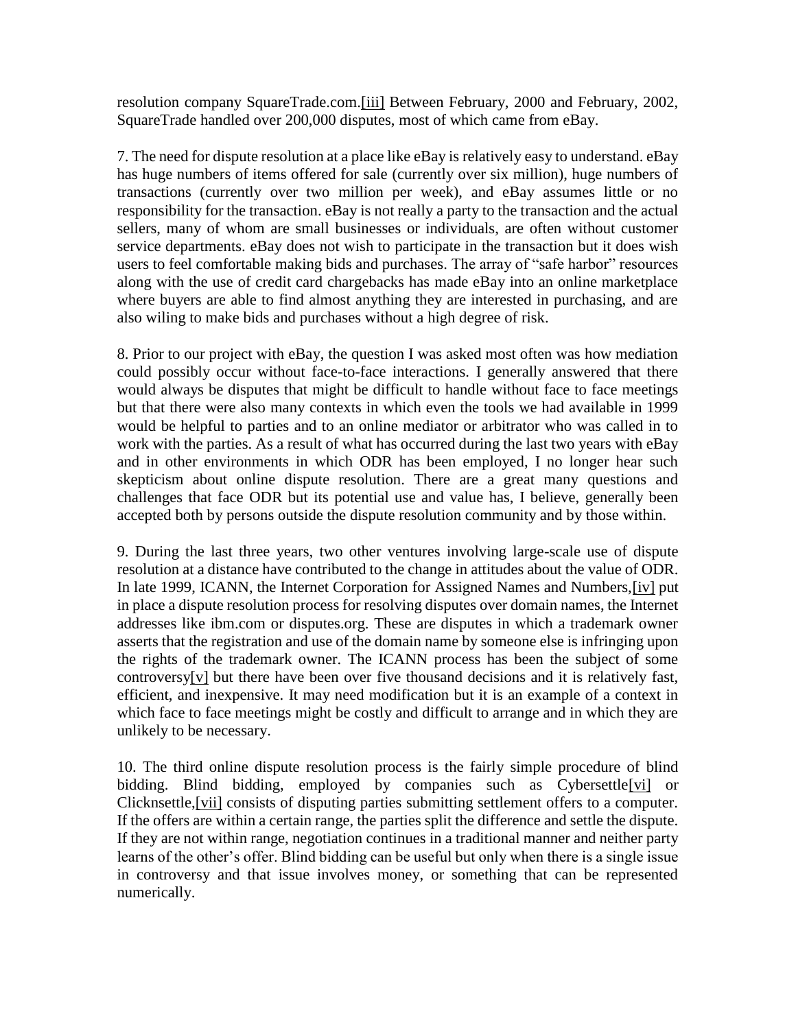resolution company SquareTrade.com.[iii] Between February, 2000 and February, 2002, SquareTrade handled over 200,000 disputes, most of which came from eBay.

7. The need for dispute resolution at a place like eBay is relatively easy to understand. eBay has huge numbers of items offered for sale (currently over six million), huge numbers of transactions (currently over two million per week), and eBay assumes little or no responsibility for the transaction. eBay is not really a party to the transaction and the actual sellers, many of whom are small businesses or individuals, are often without customer service departments. eBay does not wish to participate in the transaction but it does wish users to feel comfortable making bids and purchases. The array of "safe harbor" resources along with the use of credit card chargebacks has made eBay into an online marketplace where buyers are able to find almost anything they are interested in purchasing, and are also wiling to make bids and purchases without a high degree of risk.

8. Prior to our project with eBay, the question I was asked most often was how mediation could possibly occur without face-to-face interactions. I generally answered that there would always be disputes that might be difficult to handle without face to face meetings but that there were also many contexts in which even the tools we had available in 1999 would be helpful to parties and to an online mediator or arbitrator who was called in to work with the parties. As a result of what has occurred during the last two years with eBay and in other environments in which ODR has been employed, I no longer hear such skepticism about online dispute resolution. There are a great many questions and challenges that face ODR but its potential use and value has, I believe, generally been accepted both by persons outside the dispute resolution community and by those within.

9. During the last three years, two other ventures involving large-scale use of dispute resolution at a distance have contributed to the change in attitudes about the value of ODR. In late 1999, ICANN, the Internet Corporation for Assigned Names and Numbers,[iv] put in place a dispute resolution process for resolving disputes over domain names, the Internet addresses like ibm.com or disputes.org. These are disputes in which a trademark owner asserts that the registration and use of the domain name by someone else is infringing upon the rights of the trademark owner. The ICANN process has been the subject of some controversy[v] but there have been over five thousand decisions and it is relatively fast, efficient, and inexpensive. It may need modification but it is an example of a context in which face to face meetings might be costly and difficult to arrange and in which they are unlikely to be necessary.

10. The third online dispute resolution process is the fairly simple procedure of blind bidding. Blind bidding, employed by companies such as Cybersettle[vi] or Clicknsettle,[vii] consists of disputing parties submitting settlement offers to a computer. If the offers are within a certain range, the parties split the difference and settle the dispute. If they are not within range, negotiation continues in a traditional manner and neither party learns of the other's offer. Blind bidding can be useful but only when there is a single issue in controversy and that issue involves money, or something that can be represented numerically.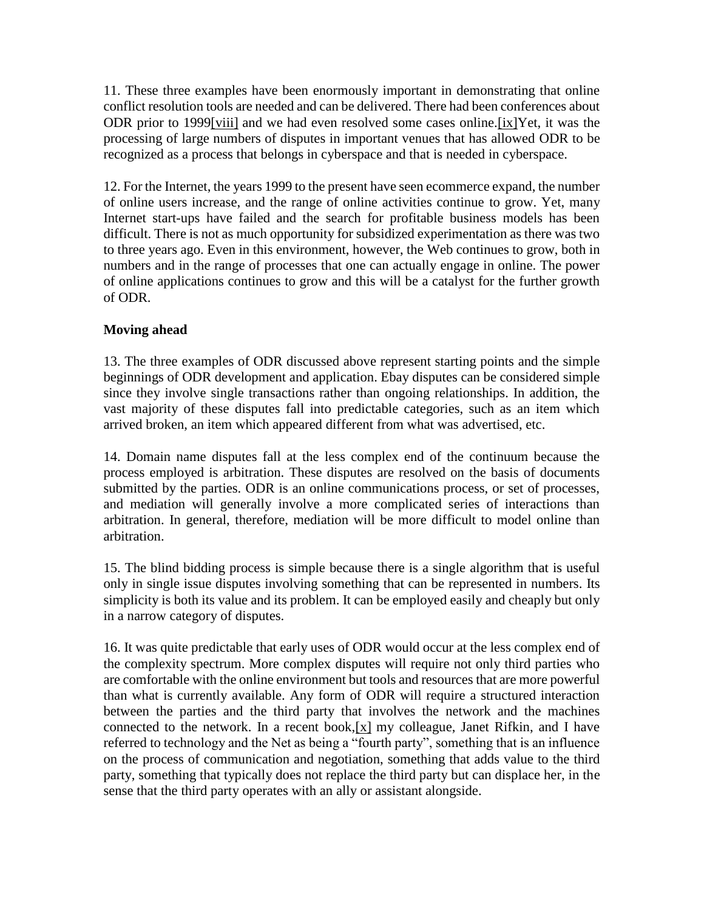11. These three examples have been enormously important in demonstrating that online conflict resolution tools are needed and can be delivered. There had been conferences about ODR prior to 1999[viii] and we had even resolved some cases online.[ix]Yet, it was the processing of large numbers of disputes in important venues that has allowed ODR to be recognized as a process that belongs in cyberspace and that is needed in cyberspace.

12. For the Internet, the years 1999 to the present have seen ecommerce expand, the number of online users increase, and the range of online activities continue to grow. Yet, many Internet start-ups have failed and the search for profitable business models has been difficult. There is not as much opportunity for subsidized experimentation as there was two to three years ago. Even in this environment, however, the Web continues to grow, both in numbers and in the range of processes that one can actually engage in online. The power of online applications continues to grow and this will be a catalyst for the further growth of ODR.

**Moving ahead**

13. The three examples of ODR discussed above represent starting points and the simple beginnings of ODR development and application. Ebay disputes can be considered simple since they involve single transactions rather than ongoing relationships. In addition, the vast majority of these disputes fall into predictable categories, such as an item which arrived broken, an item which appeared different from what was advertised, etc.

14. Domain name disputes fall at the less complex end of the continuum because the process employed is arbitration. These disputes are resolved on the basis of documents submitted by the parties. ODR is an online communications process, or set of processes, and mediation will generally involve a more complicated series of interactions than arbitration. In general, therefore, mediation will be more difficult to model online than arbitration.

15. The blind bidding process is simple because there is a single algorithm that is useful only in single issue disputes involving something that can be represented in numbers. Its simplicity is both its value and its problem. It can be employed easily and cheaply but only in a narrow category of disputes.

16. It was quite predictable that early uses of ODR would occur at the less complex end of the complexity spectrum. More complex disputes will require not only third parties who are comfortable with the online environment but tools and resources that are more powerful than what is currently available. Any form of ODR will require a structured interaction between the parties and the third party that involves the network and the machines connected to the network. In a recent book,[x] my colleague, Janet Rifkin, and I have referred to technology and the Net as being a "fourth party", something that is an influence on the process of communication and negotiation, something that adds value to the third party, something that typically does not replace the third party but can displace her, in the sense that the third party operates with an ally or assistant alongside.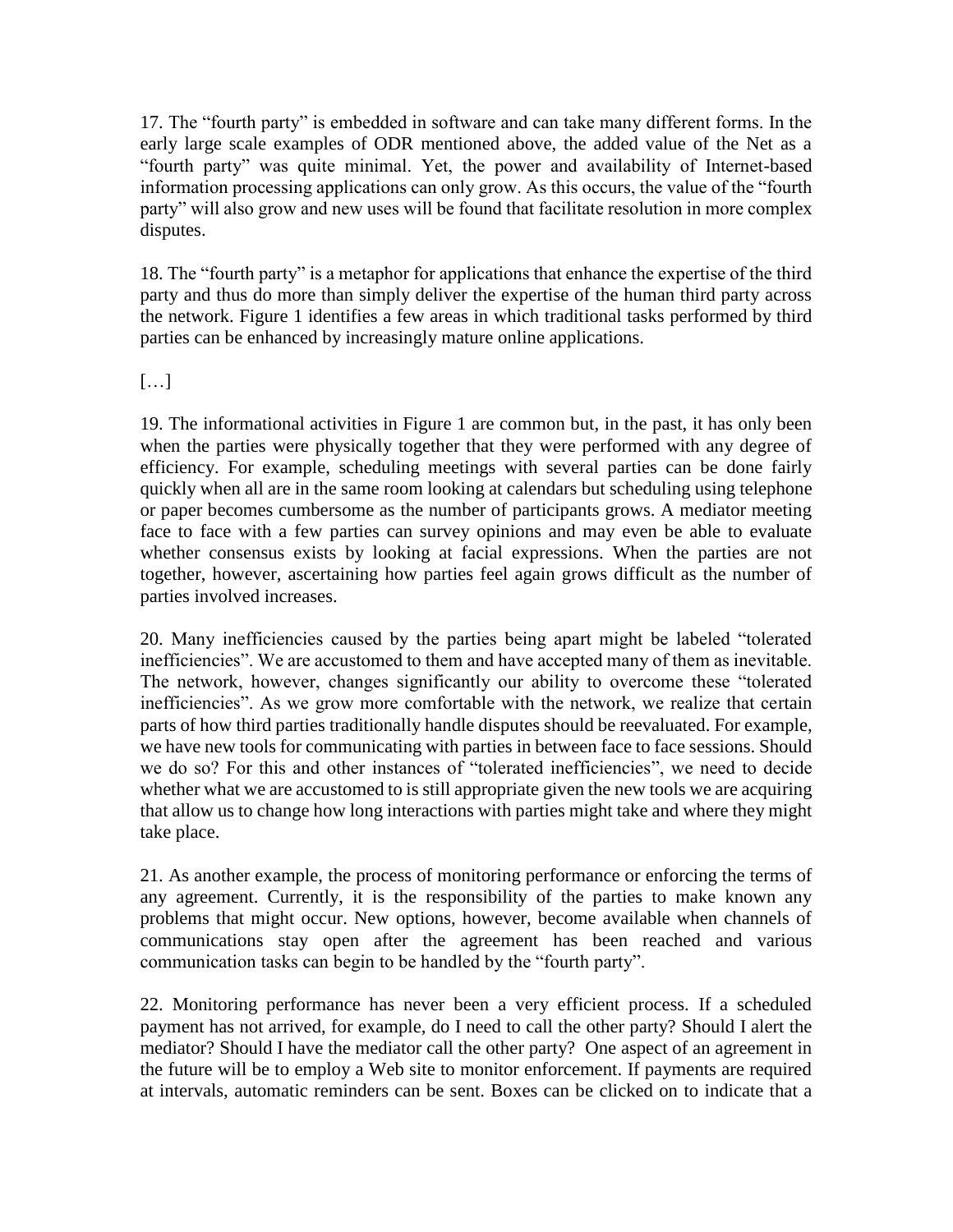17. The "fourth party" is embedded in software and can take many different forms. In the early large scale examples of ODR mentioned above, the added value of the Net as a "fourth party" was quite minimal. Yet, the power and availability of Internet-based information processing applications can only grow. As this occurs, the value of the "fourth party" will also grow and new uses will be found that facilitate resolution in more complex disputes.

18. The "fourth party" is a metaphor for applications that enhance the expertise of the third party and thus do more than simply deliver the expertise of the human third party across the network. Figure 1 identifies a few areas in which traditional tasks performed by third parties can be enhanced by increasingly mature online applications.

[…]

19. The informational activities in Figure 1 are common but, in the past, it has only been when the parties were physically together that they were performed with any degree of efficiency. For example, scheduling meetings with several parties can be done fairly quickly when all are in the same room looking at calendars but scheduling using telephone or paper becomes cumbersome as the number of participants grows. A mediator meeting face to face with a few parties can survey opinions and may even be able to evaluate whether consensus exists by looking at facial expressions. When the parties are not together, however, ascertaining how parties feel again grows difficult as the number of parties involved increases.

20. Many inefficiencies caused by the parties being apart might be labeled "tolerated inefficiencies". We are accustomed to them and have accepted many of them as inevitable. The network, however, changes significantly our ability to overcome these "tolerated inefficiencies". As we grow more comfortable with the network, we realize that certain parts of how third parties traditionally handle disputes should be reevaluated. For example, we have new tools for communicating with parties in between face to face sessions. Should we do so? For this and other instances of "tolerated inefficiencies", we need to decide whether what we are accustomed to is still appropriate given the new tools we are acquiring that allow us to change how long interactions with parties might take and where they might take place.

21. As another example, the process of monitoring performance or enforcing the terms of any agreement. Currently, it is the responsibility of the parties to make known any problems that might occur. New options, however, become available when channels of communications stay open after the agreement has been reached and various communication tasks can begin to be handled by the "fourth party".

22. Monitoring performance has never been a very efficient process. If a scheduled payment has not arrived, for example, do I need to call the other party? Should I alert the mediator? Should I have the mediator call the other party? One aspect of an agreement in the future will be to employ a Web site to monitor enforcement. If payments are required at intervals, automatic reminders can be sent. Boxes can be clicked on to indicate that a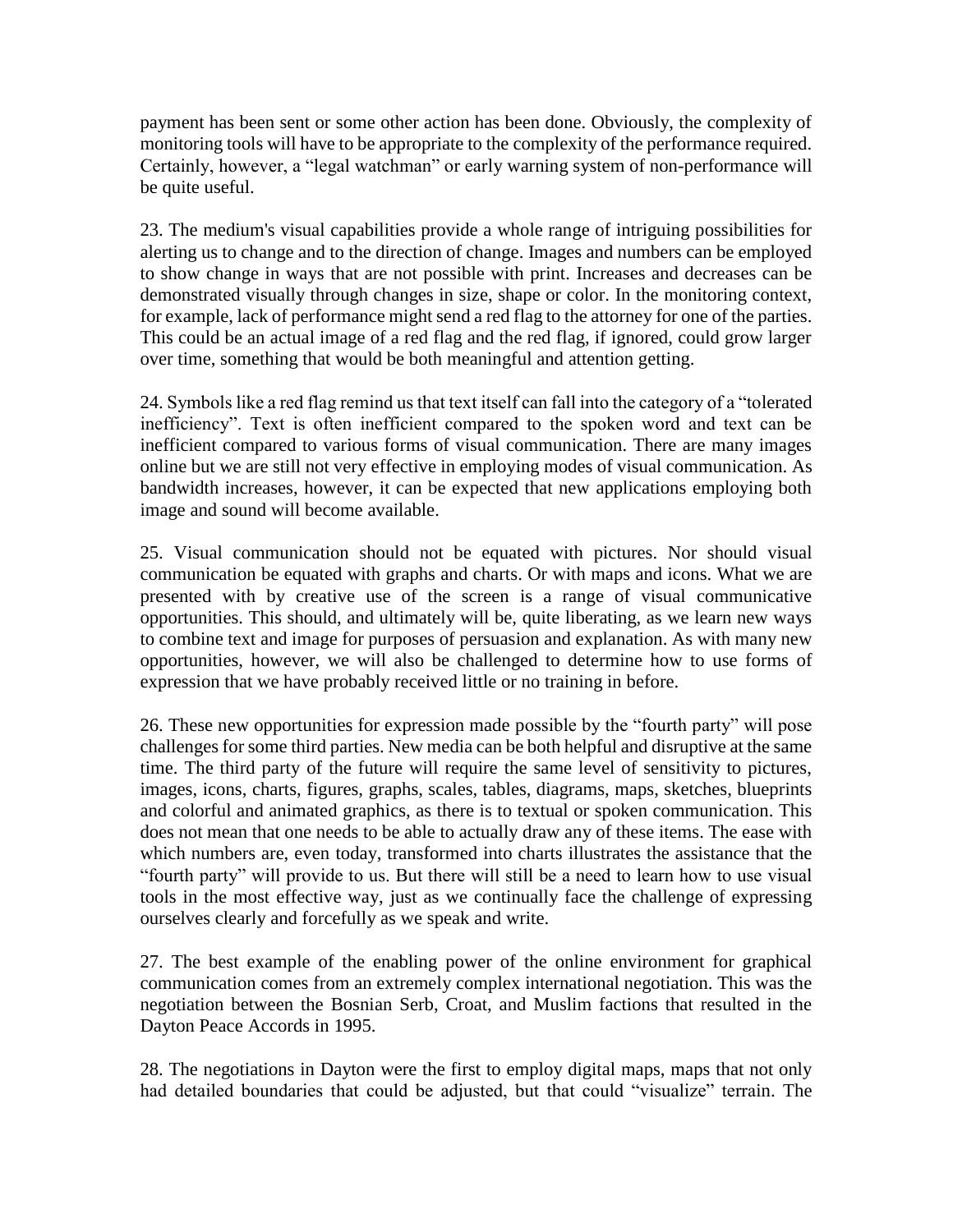payment has been sent or some other action has been done. Obviously, the complexity of monitoring tools will have to be appropriate to the complexity of the performance required. Certainly, however, a "legal watchman" or early warning system of non-performance will be quite useful.

23. The medium's visual capabilities provide a whole range of intriguing possibilities for alerting us to change and to the direction of change. Images and numbers can be employed to show change in ways that are not possible with print. Increases and decreases can be demonstrated visually through changes in size, shape or color. In the monitoring context, for example, lack of performance might send a red flag to the attorney for one of the parties. This could be an actual image of a red flag and the red flag, if ignored, could grow larger over time, something that would be both meaningful and attention getting.

24. Symbols like a red flag remind us that text itself can fall into the category of a "tolerated inefficiency". Text is often inefficient compared to the spoken word and text can be inefficient compared to various forms of visual communication. There are many images online but we are still not very effective in employing modes of visual communication. As bandwidth increases, however, it can be expected that new applications employing both image and sound will become available.

25. Visual communication should not be equated with pictures. Nor should visual communication be equated with graphs and charts. Or with maps and icons. What we are presented with by creative use of the screen is a range of visual communicative opportunities. This should, and ultimately will be, quite liberating, as we learn new ways to combine text and image for purposes of persuasion and explanation. As with many new opportunities, however, we will also be challenged to determine how to use forms of expression that we have probably received little or no training in before.

26. These new opportunities for expression made possible by the "fourth party" will pose challenges for some third parties. New media can be both helpful and disruptive at the same time. The third party of the future will require the same level of sensitivity to pictures, images, icons, charts, figures, graphs, scales, tables, diagrams, maps, sketches, blueprints and colorful and animated graphics, as there is to textual or spoken communication. This does not mean that one needs to be able to actually draw any of these items. The ease with which numbers are, even today, transformed into charts illustrates the assistance that the "fourth party" will provide to us. But there will still be a need to learn how to use visual tools in the most effective way, just as we continually face the challenge of expressing ourselves clearly and forcefully as we speak and write.

27. The best example of the enabling power of the online environment for graphical communication comes from an extremely complex international negotiation. This was the negotiation between the Bosnian Serb, Croat, and Muslim factions that resulted in the Dayton Peace Accords in 1995.

28. The negotiations in Dayton were the first to employ digital maps, maps that not only had detailed boundaries that could be adjusted, but that could "visualize" terrain. The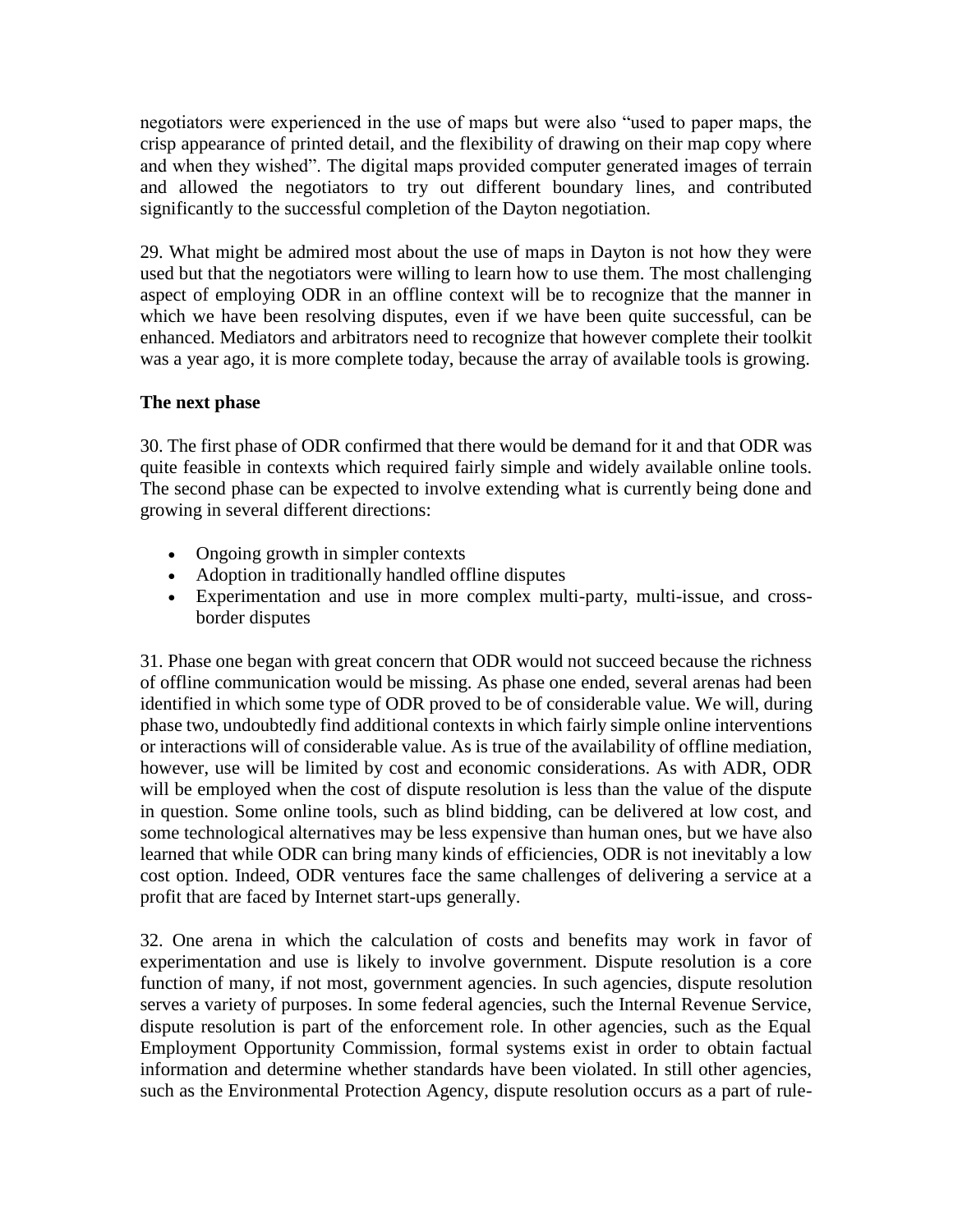negotiators were experienced in the use of maps but were also "used to paper maps, the crisp appearance of printed detail, and the flexibility of drawing on their map copy where and when they wished". The digital maps provided computer generated images of terrain and allowed the negotiators to try out different boundary lines, and contributed significantly to the successful completion of the Dayton negotiation.

29. What might be admired most about the use of maps in Dayton is not how they were used but that the negotiators were willing to learn how to use them. The most challenging aspect of employing ODR in an offline context will be to recognize that the manner in which we have been resolving disputes, even if we have been quite successful, can be enhanced. Mediators and arbitrators need to recognize that however complete their toolkit was a year ago, it is more complete today, because the array of available tools is growing.

**The next phase**

30. The first phase of ODR confirmed that there would be demand for it and that ODR was quite feasible in contexts which required fairly simple and widely available online tools. The second phase can be expected to involve extending what is currently being done and growing in several different directions:

- Ongoing growth in simpler contexts
- Adoption in traditionally handled offline disputes
- Experimentation and use in more complex multi-party, multi-issue, and cross-border disputes

31. Phase one began with great concern that ODR would not succeed because the richness of offline communication would be missing. As phase one ended, several arenas had been identified in which some type of ODR proved to be of considerable value. We will, during phase two, undoubtedly find additional contexts in which fairly simple online interventions or interactions will of considerable value. As is true of the availability of offline mediation, however, use will be limited by cost and economic considerations. As with ADR, ODR will be employed when the cost of dispute resolution is less than the value of the dispute in question. Some online tools, such as blind bidding, can be delivered at low cost, and some technological alternatives may be less expensive than human ones, but we have also learned that while ODR can bring many kinds of efficiencies, ODR is not inevitably a low cost option. Indeed, ODR ventures face the same challenges of delivering a service at a profit that are faced by Internet start-ups generally.

32. One arena in which the calculation of costs and benefits may work in favor of experimentation and use is likely to involve government. Dispute resolution is a core function of many, if not most, government agencies. In such agencies, dispute resolution serves a variety of purposes. In some federal agencies, such the Internal Revenue Service, dispute resolution is part of the enforcement role. In other agencies, such as the Equal Employment Opportunity Commission, formal systems exist in order to obtain factual information and determine whether standards have been violated. In still other agencies, such as the Environmental Protection Agency, dispute resolution occurs as a part of rule-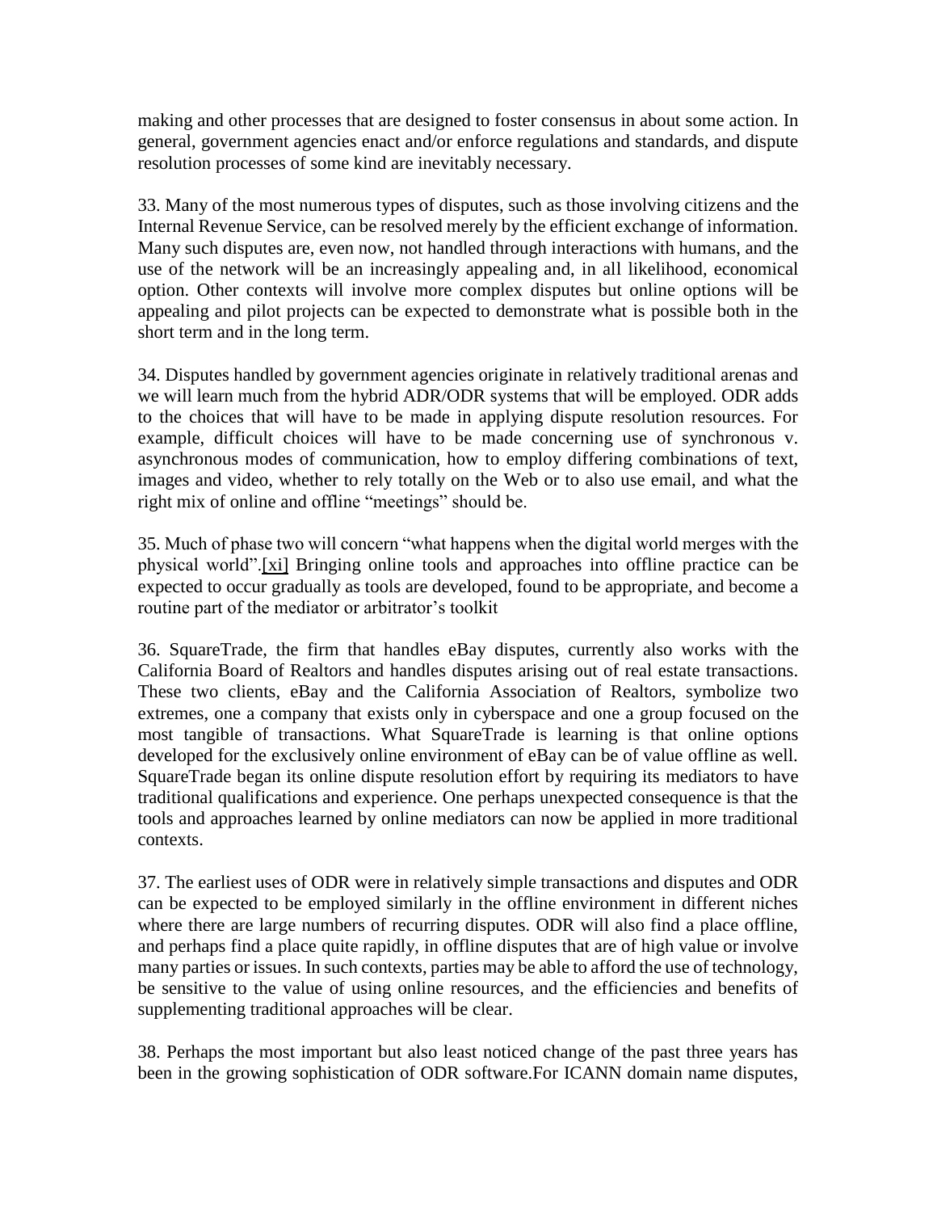making and other processes that are designed to foster consensus in about some action. In general, government agencies enact and/or enforce regulations and standards, and dispute resolution processes of some kind are inevitably necessary.

33. Many of the most numerous types of disputes, such as those involving citizens and the Internal Revenue Service, can be resolved merely by the efficient exchange of information. Many such disputes are, even now, not handled through interactions with humans, and the use of the network will be an increasingly appealing and, in all likelihood, economical option. Other contexts will involve more complex disputes but online options will be appealing and pilot projects can be expected to demonstrate what is possible both in the short term and in the long term.

34. Disputes handled by government agencies originate in relatively traditional arenas and we will learn much from the hybrid ADR/ODR systems that will be employed. ODR adds to the choices that will have to be made in applying dispute resolution resources. For example, difficult choices will have to be made concerning use of synchronous v. asynchronous modes of communication, how to employ differing combinations of text, images and video, whether to rely totally on the Web or to also use email, and what the right mix of online and offline "meetings" should be.

35. Much of phase two will concern "what happens when the digital world merges with the physical world".[xi] Bringing online tools and approaches into offline practice can be expected to occur gradually as tools are developed, found to be appropriate, and become a routine part of the mediator or arbitrator's toolkit

36. SquareTrade, the firm that handles eBay disputes, currently also works with the California Board of Realtors and handles disputes arising out of real estate transactions. These two clients, eBay and the California Association of Realtors, symbolize two extremes, one a company that exists only in cyberspace and one a group focused on the most tangible of transactions. What SquareTrade is learning is that online options developed for the exclusively online environment of eBay can be of value offline as well. SquareTrade began its online dispute resolution effort by requiring its mediators to have traditional qualifications and experience. One perhaps unexpected consequence is that the tools and approaches learned by online mediators can now be applied in more traditional contexts.

37. The earliest uses of ODR were in relatively simple transactions and disputes and ODR can be expected to be employed similarly in the offline environment in different niches where there are large numbers of recurring disputes. ODR will also find a place offline, and perhaps find a place quite rapidly, in offline disputes that are of high value or involve many parties or issues. In such contexts, parties may be able to afford the use of technology, be sensitive to the value of using online resources, and the efficiencies and benefits of supplementing traditional approaches will be clear.

38. Perhaps the most important but also least noticed change of the past three years has been in the growing sophistication of ODR software.For ICANN domain name disputes,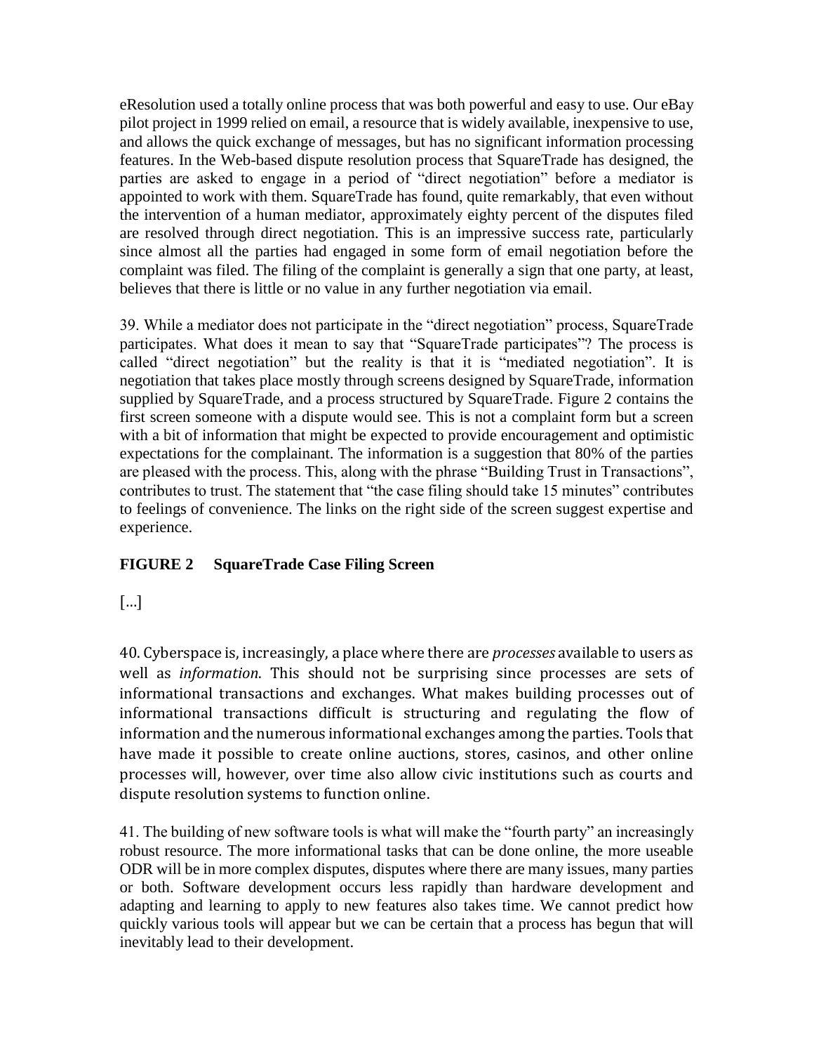eResolution used a totally online process that was both powerful and easy to use. Our eBay pilot project in 1999 relied on email, a resource that is widely available, inexpensive to use, and allows the quick exchange of messages, but has no significant information processing features. In the Web-based dispute resolution process that SquareTrade has designed, the parties are asked to engage in a period of "direct negotiation" before a mediator is appointed to work with them. SquareTrade has found, quite remarkably, that even without the intervention of a human mediator, approximately eighty percent of the disputes filed are resolved through direct negotiation. This is an impressive success rate, particularly since almost all the parties had engaged in some form of email negotiation before the complaint was filed. The filing of the complaint is generally a sign that one party, at least, believes that there is little or no value in any further negotiation via email.

39. While a mediator does not participate in the "direct negotiation" process, SquareTrade participates. What does it mean to say that "SquareTrade participates"? The process is called "direct negotiation" but the reality is that it is "mediated negotiation". It is negotiation that takes place mostly through screens designed by SquareTrade, information supplied by SquareTrade, and a process structured by SquareTrade. Figure 2 contains the first screen someone with a dispute would see. This is not a complaint form but a screen with a bit of information that might be expected to provide encouragement and optimistic expectations for the complainant. The information is a suggestion that 80% of the parties are pleased with the process. This, along with the phrase "Building Trust in Transactions", contributes to trust. The statement that "the case filing should take 15 minutes" contributes to feelings of convenience. The links on the right side of the screen suggest expertise and experience.

**FIGURE 2 SquareTrade Case Filing Screen**

[...]

40. Cyberspace is, increasingly, a place where there are *processes* available to users as well as *information*. This should not be surprising since processes are sets of informational transactions and exchanges. What makes building processes out of informational transactions difficult is structuring and regulating the flow of information and the numerous informational exchanges among the parties. Tools that have made it possible to create online auctions, stores, casinos, and other online processes will, however, over time also allow civic institutions such as courts and dispute resolution systems to function online.

41. The building of new software tools is what will make the "fourth party" an increasingly robust resource. The more informational tasks that can be done online, the more useable ODR will be in more complex disputes, disputes where there are many issues, many parties or both. Software development occurs less rapidly than hardware development and adapting and learning to apply to new features also takes time. We cannot predict how quickly various tools will appear but we can be certain that a process has begun that will inevitably lead to their development.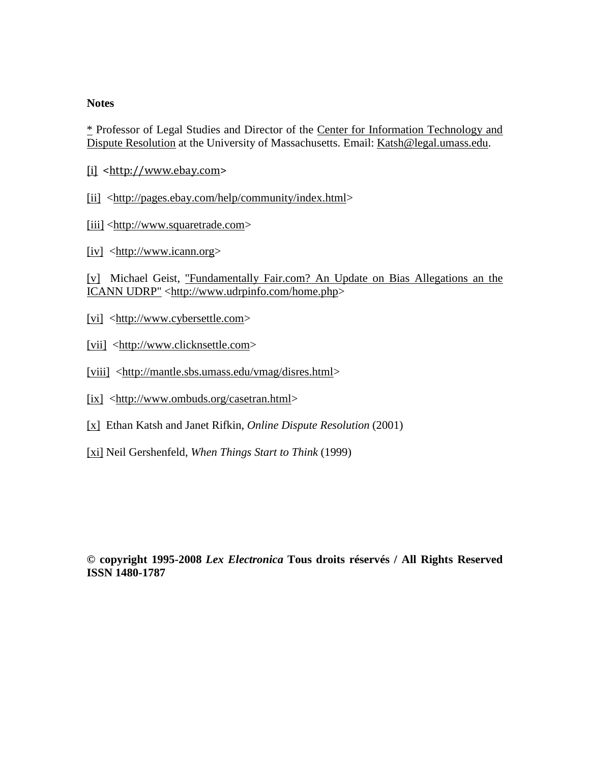**Notes**

* Professor of Legal Studies and Director of the Center for Information Technology and Dispute Resolution at the University of Massachusetts. Email: Katsh@legal.umass.edu.

[i] <http://www.ebay.com>

[ii] <http://pages.ebay.com/help/community/index.html>

[iii] <http://www.squaretrade.com>

[iv] <http://www.icann.org>

[v] Michael Geist, "Fundamentally Fair.com? An Update on Bias Allegations an the ICANN UDRP" <http://www.udrpinfo.com/home.php>

[vi] <http://www.cybersettle.com>

[vii] <http://www.clicknsettle.com>

[viii] <http://mantle.sbs.umass.edu/vmag/disres.html>

[ix] <http://www.ombuds.org/casetran.html>

[x] Ethan Katsh and Janet Rifkin, *Online Dispute Resolution* (2001)

[xi] Neil Gershenfeld, *When Things Start to Think* (1999)

**© copyright 1995-2008 *Lex Electronica* Tous droits réservés / All Rights Reserved ISSN 1480-1787**